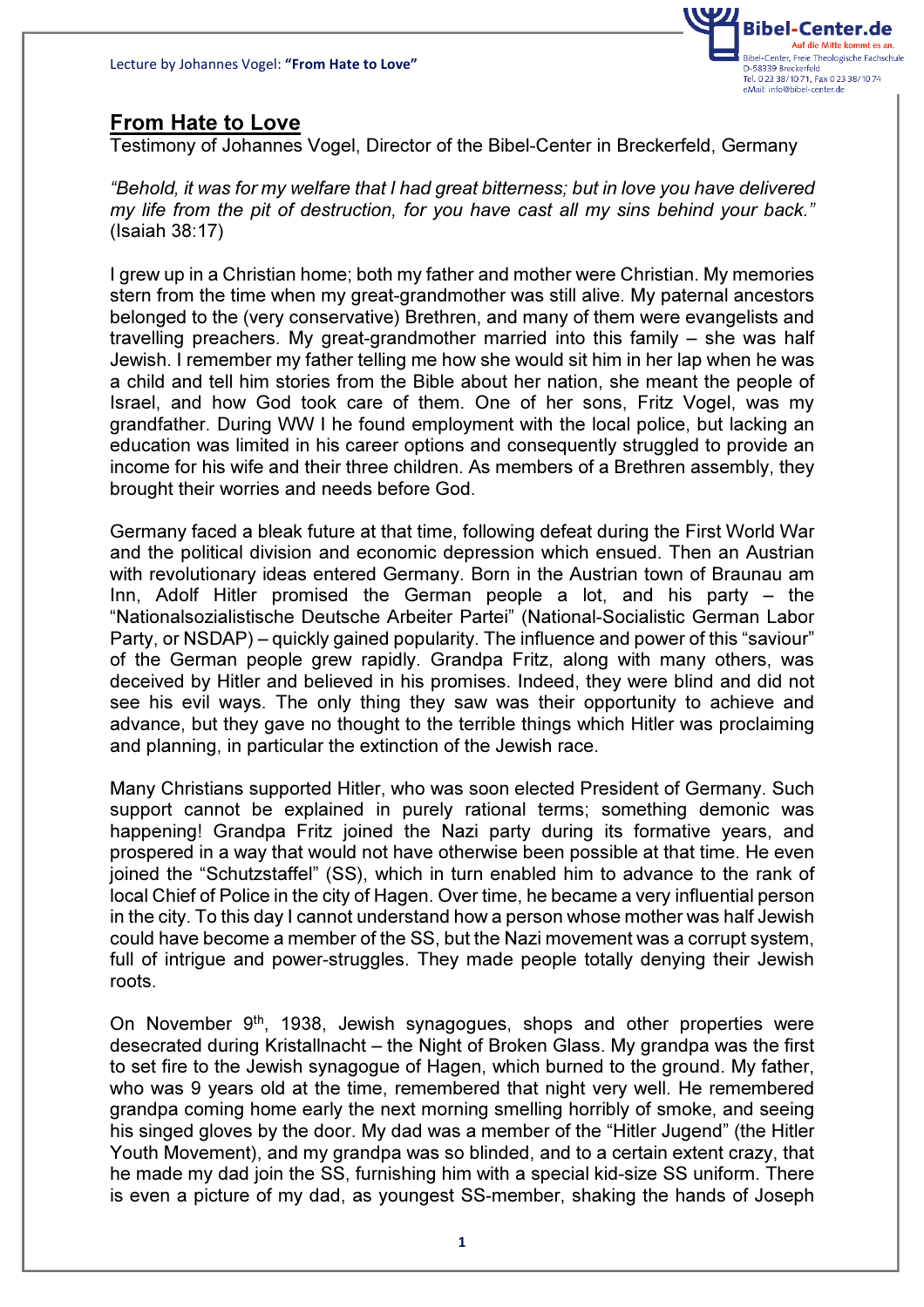## From Hate to Love

Testimony of Johannes Vogel, Director of the Bibel-Center in Breckerfeld, Germany

*"Behold, it was for my welfare that I had great bitterness; but in love you have delivered my life from the pit of destruction, for you have cast all my sins behind your back."* (Isaiah 38:17)

I grew up in a Christian home; both my father and mother were Christian. My memories stern from the time when my great-grandmother was still alive. My paternal ancestors belonged to the (very conservative) Brethren, and many of them were evangelists and travelling preachers. My great-grandmother married into this family – she was half Jewish. I remember my father telling me how she would sit him in her lap when he was a child and tell him stories from the Bible about her nation, she meant the people of Israel, and how God took care of them. One of her sons, Fritz Vogel, was my grandfather. During WW I he found employment with the local police, but lacking an education was limited in his career options and consequently struggled to provide an income for his wife and their three children. As members of a Brethren assembly, they brought their worries and needs before God.

Germany faced a bleak future at that time, following defeat during the First World War and the political division and economic depression which ensued. Then an Austrian with revolutionary ideas entered Germany. Born in the Austrian town of Braunau am Inn, Adolf Hitler promised the German people a lot, and his party – the "Nationalsozialistische Deutsche Arbeiter Partei" (National-Socialistic German Labor Party, or NSDAP) – quickly gained popularity. The influence and power of this "saviour" of the German people grew rapidly. Grandpa Fritz, along with many others, was deceived by Hitler and believed in his promises. Indeed, they were blind and did not see his evil ways. The only thing they saw was their opportunity to achieve and advance, but they gave no thought to the terrible things which Hitler was proclaiming and planning, in particular the extinction of the Jewish race.

Many Christians supported Hitler, who was soon elected President of Germany. Such support cannot be explained in purely rational terms; something demonic was happening! Grandpa Fritz joined the Nazi party during its formative years, and prospered in a way that would not have otherwise been possible at that time. He even joined the "Schutzstaffel" (SS), which in turn enabled him to advance to the rank of local Chief of Police in the city of Hagen. Over time, he became a very influential person in the city. To this day I cannot understand how a person whose mother was half Jewish could have become a member of the SS, but the Nazi movement was a corrupt system, full of intrigue and power-struggles. They made people totally denying their Jewish roots.

On November 9th, 1938, Jewish synagogues, shops and other properties were desecrated during Kristallnacht – the Night of Broken Glass. My grandpa was the first to set fire to the Jewish synagogue of Hagen, which burned to the ground. My father, who was 9 years old at the time, remembered that night very well. He remembered grandpa coming home early the next morning smelling horribly of smoke, and seeing his singed gloves by the door. My dad was a member of the "Hitler Jugend" (the Hitler Youth Movement), and my grandpa was so blinded, and to a certain extent crazy, that he made my dad join the SS, furnishing him with a special kid-size SS uniform. There is even a picture of my dad, as youngest SS-member, shaking the hands of Joseph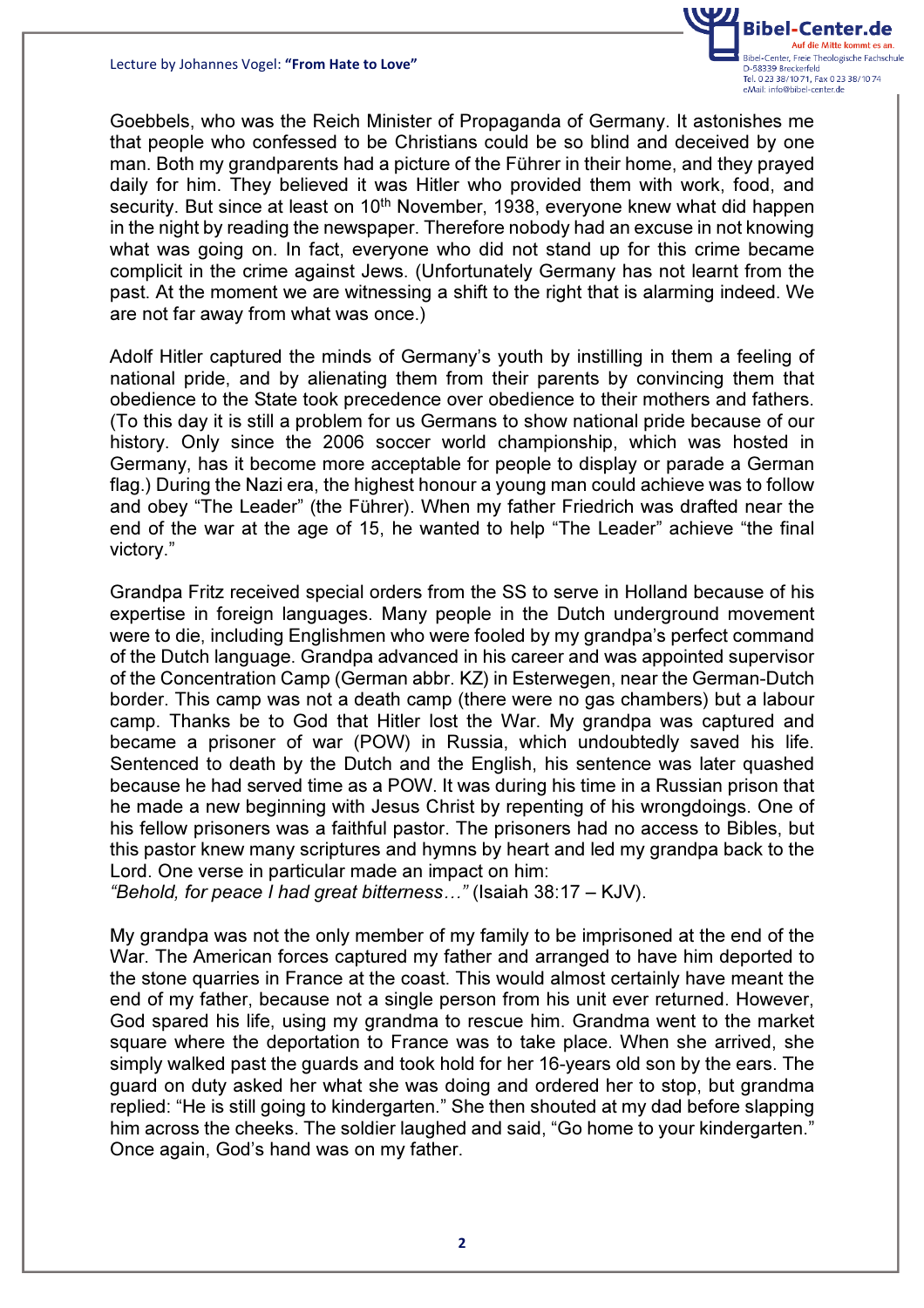Goebbels, who was the Reich Minister of Propaganda of Germany. It astonishes me that people who confessed to be Christians could be so blind and deceived by one man. Both my grandparents had a picture of the Führer in their home, and they prayed daily for him. They believed it was Hitler who provided them with work, food, and security. But since at least on 10th November, 1938, everyone knew what did happen in the night by reading the newspaper. Therefore nobody had an excuse in not knowing what was going on. In fact, everyone who did not stand up for this crime became complicit in the crime against Jews. (Unfortunately Germany has not learnt from the past. At the moment we are witnessing a shift to the right that is alarming indeed. We are not far away from what was once.)

Adolf Hitler captured the minds of Germany's youth by instilling in them a feeling of national pride, and by alienating them from their parents by convincing them that obedience to the State took precedence over obedience to their mothers and fathers. (To this day it is still a problem for us Germans to show national pride because of our history. Only since the 2006 soccer world championship, which was hosted in Germany, has it become more acceptable for people to display or parade a German flag.) During the Nazi era, the highest honour a young man could achieve was to follow and obey "The Leader" (the Führer). When my father Friedrich was drafted near the end of the war at the age of 15, he wanted to help "The Leader" achieve "the final victory."

Grandpa Fritz received special orders from the SS to serve in Holland because of his expertise in foreign languages. Many people in the Dutch underground movement were to die, including Englishmen who were fooled by my grandpa's perfect command of the Dutch language. Grandpa advanced in his career and was appointed supervisor of the Concentration Camp (German abbr. KZ) in Esterwegen, near the German-Dutch border. This camp was not a death camp (there were no gas chambers) but a labour camp. Thanks be to God that Hitler lost the War. My grandpa was captured and became a prisoner of war (POW) in Russia, which undoubtedly saved his life. Sentenced to death by the Dutch and the English, his sentence was later quashed because he had served time as a POW. It was during his time in a Russian prison that he made a new beginning with Jesus Christ by repenting of his wrongdoings. One of his fellow prisoners was a faithful pastor. The prisoners had no access to Bibles, but this pastor knew many scriptures and hymns by heart and led my grandpa back to the Lord. One verse in particular made an impact on him:
*"Behold, for peace I had great bitterness…"* (Isaiah 38:17 – KJV).

My grandpa was not the only member of my family to be imprisoned at the end of the War. The American forces captured my father and arranged to have him deported to the stone quarries in France at the coast. This would almost certainly have meant the end of my father, because not a single person from his unit ever returned. However, God spared his life, using my grandma to rescue him. Grandma went to the market square where the deportation to France was to take place. When she arrived, she simply walked past the guards and took hold for her 16-years old son by the ears. The guard on duty asked her what she was doing and ordered her to stop, but grandma replied: "He is still going to kindergarten." She then shouted at my dad before slapping him across the cheeks. The soldier laughed and said, "Go home to your kindergarten." Once again, God's hand was on my father.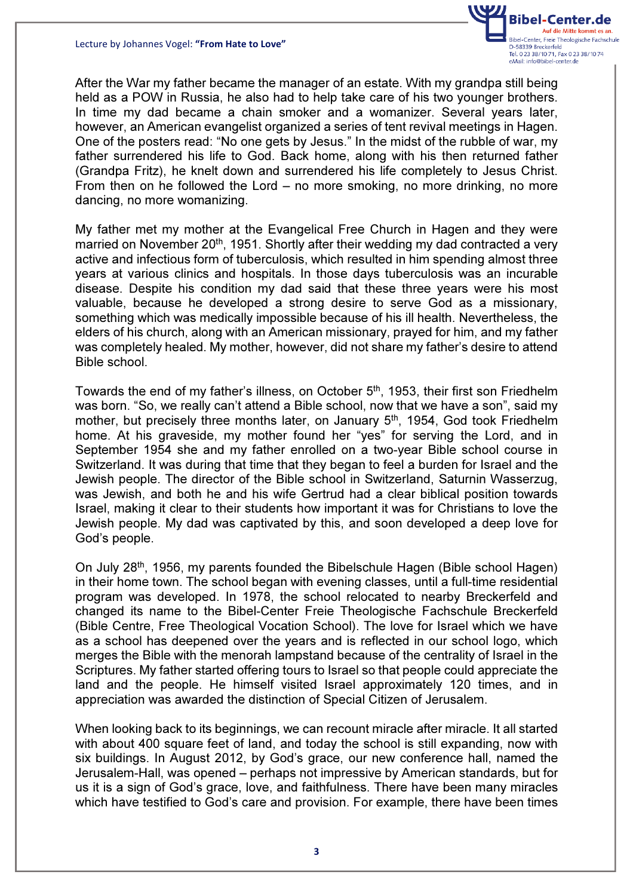After the War my father became the manager of an estate. With my grandpa still being held as a POW in Russia, he also had to help take care of his two younger brothers. In time my dad became a chain smoker and a womanizer. Several years later, however, an American evangelist organized a series of tent revival meetings in Hagen. One of the posters read: "No one gets by Jesus." In the midst of the rubble of war, my father surrendered his life to God. Back home, along with his then returned father (Grandpa Fritz), he knelt down and surrendered his life completely to Jesus Christ. From then on he followed the Lord – no more smoking, no more drinking, no more dancing, no more womanizing.

My father met my mother at the Evangelical Free Church in Hagen and they were married on November 20th, 1951. Shortly after their wedding my dad contracted a very active and infectious form of tuberculosis, which resulted in him spending almost three years at various clinics and hospitals. In those days tuberculosis was an incurable disease. Despite his condition my dad said that these three years were his most valuable, because he developed a strong desire to serve God as a missionary, something which was medically impossible because of his ill health. Nevertheless, the elders of his church, along with an American missionary, prayed for him, and my father was completely healed. My mother, however, did not share my father's desire to attend Bible school.

Towards the end of my father's illness, on October 5th, 1953, their first son Friedhelm was born. "So, we really can't attend a Bible school, now that we have a son", said my mother, but precisely three months later, on January 5th, 1954, God took Friedhelm home. At his graveside, my mother found her "yes" for serving the Lord, and in September 1954 she and my father enrolled on a two-year Bible school course in Switzerland. It was during that time that they began to feel a burden for Israel and the Jewish people. The director of the Bible school in Switzerland, Saturnin Wasserzug, was Jewish, and both he and his wife Gertrud had a clear biblical position towards Israel, making it clear to their students how important it was for Christians to love the Jewish people. My dad was captivated by this, and soon developed a deep love for God's people.

On July 28th, 1956, my parents founded the Bibelschule Hagen (Bible school Hagen) in their home town. The school began with evening classes, until a full-time residential program was developed. In 1978, the school relocated to nearby Breckerfeld and changed its name to the Bibel-Center Freie Theologische Fachschule Breckerfeld (Bible Centre, Free Theological Vocation School). The love for Israel which we have as a school has deepened over the years and is reflected in our school logo, which merges the Bible with the menorah lampstand because of the centrality of Israel in the Scriptures. My father started offering tours to Israel so that people could appreciate the land and the people. He himself visited Israel approximately 120 times, and in appreciation was awarded the distinction of Special Citizen of Jerusalem.

When looking back to its beginnings, we can recount miracle after miracle. It all started with about 400 square feet of land, and today the school is still expanding, now with six buildings. In August 2012, by God's grace, our new conference hall, named the Jerusalem-Hall, was opened – perhaps not impressive by American standards, but for us it is a sign of God's grace, love, and faithfulness. There have been many miracles which have testified to God's care and provision. For example, there have been times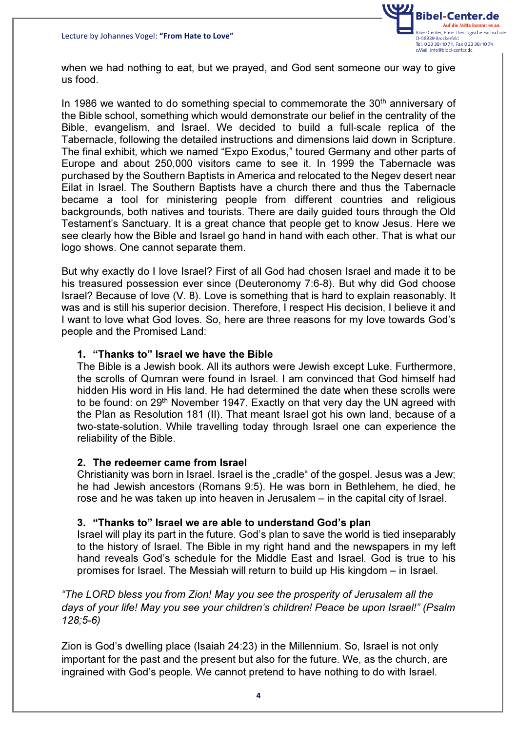when we had nothing to eat, but we prayed, and God sent someone our way to give us food.

In 1986 we wanted to do something special to commemorate the 30th anniversary of the Bible school, something which would demonstrate our belief in the centrality of the Bible, evangelism, and Israel. We decided to build a full-scale replica of the Tabernacle, following the detailed instructions and dimensions laid down in Scripture. The final exhibit, which we named "Expo Exodus," toured Germany and other parts of Europe and about 250,000 visitors came to see it. In 1999 the Tabernacle was purchased by the Southern Baptists in America and relocated to the Negev desert near Eilat in Israel. The Southern Baptists have a church there and thus the Tabernacle became a tool for ministering people from different countries and religious backgrounds, both natives and tourists. There are daily guided tours through the Old Testament's Sanctuary. It is a great chance that people get to know Jesus. Here we see clearly how the Bible and Israel go hand in hand with each other. That is what our logo shows. One cannot separate them.

But why exactly do I love Israel? First of all God had chosen Israel and made it to be his treasured possession ever since (Deuteronomy 7:6-8). But why did God choose Israel? Because of love (V. 8). Love is something that is hard to explain reasonably. It was and is still his superior decision. Therefore, I respect His decision, I believe it and I want to love what God loves. So, here are three reasons for my love towards God's people and the Promised Land:

1. **"Thanks to" Israel we have the Bible**
   The Bible is a Jewish book. All its authors were Jewish except Luke. Furthermore, the scrolls of Qumran were found in Israel. I am convinced that God himself had hidden His word in His land. He had determined the date when these scrolls were to be found: on 29th November 1947. Exactly on that very day the UN agreed with the Plan as Resolution 181 (II). That meant Israel got his own land, because of a two-state-solution. While travelling today through Israel one can experience the reliability of the Bible.

2. **The redeemer came from Israel**
   Christianity was born in Israel. Israel is the „cradle" of the gospel. Jesus was a Jew; he had Jewish ancestors (Romans 9:5). He was born in Bethlehem, he died, he rose and he was taken up into heaven in Jerusalem – in the capital city of Israel.

3. **"Thanks to" Israel we are able to understand God's plan**
   Israel will play its part in the future. God's plan to save the world is tied inseparably to the history of Israel. The Bible in my right hand and the newspapers in my left hand reveals God's schedule for the Middle East and Israel. God is true to his promises for Israel. The Messiah will return to build up His kingdom – in Israel.

*"The LORD bless you from Zion! May you see the prosperity of Jerusalem all the days of your life! May you see your children's children! Peace be upon Israel!" (Psalm 128;5-6)*

Zion is God's dwelling place (Isaiah 24:23) in the Millennium. So, Israel is not only important for the past and the present but also for the future. We, as the church, are ingrained with God's people. We cannot pretend to have nothing to do with Israel.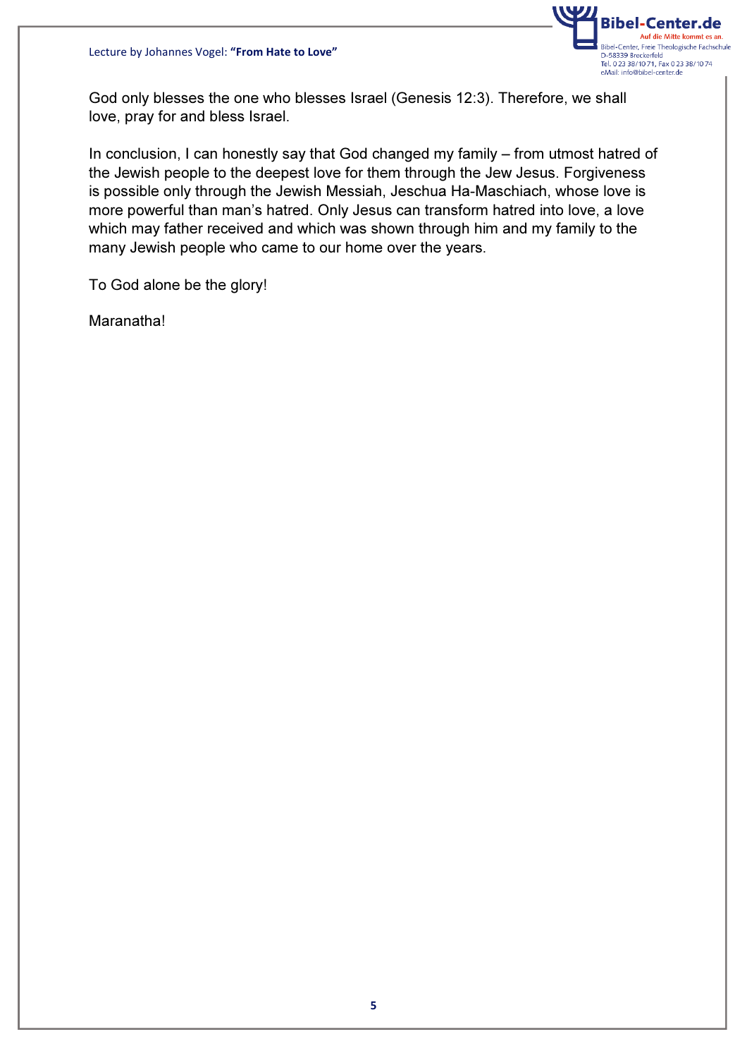God only blesses the one who blesses Israel (Genesis 12:3). Therefore, we shall love, pray for and bless Israel.

In conclusion, I can honestly say that God changed my family – from utmost hatred of the Jewish people to the deepest love for them through the Jew Jesus. Forgiveness is possible only through the Jewish Messiah, Jeschua Ha-Maschiach, whose love is more powerful than man's hatred. Only Jesus can transform hatred into love, a love which may father received and which was shown through him and my family to the many Jewish people who came to our home over the years.

To God alone be the glory!

Maranatha!